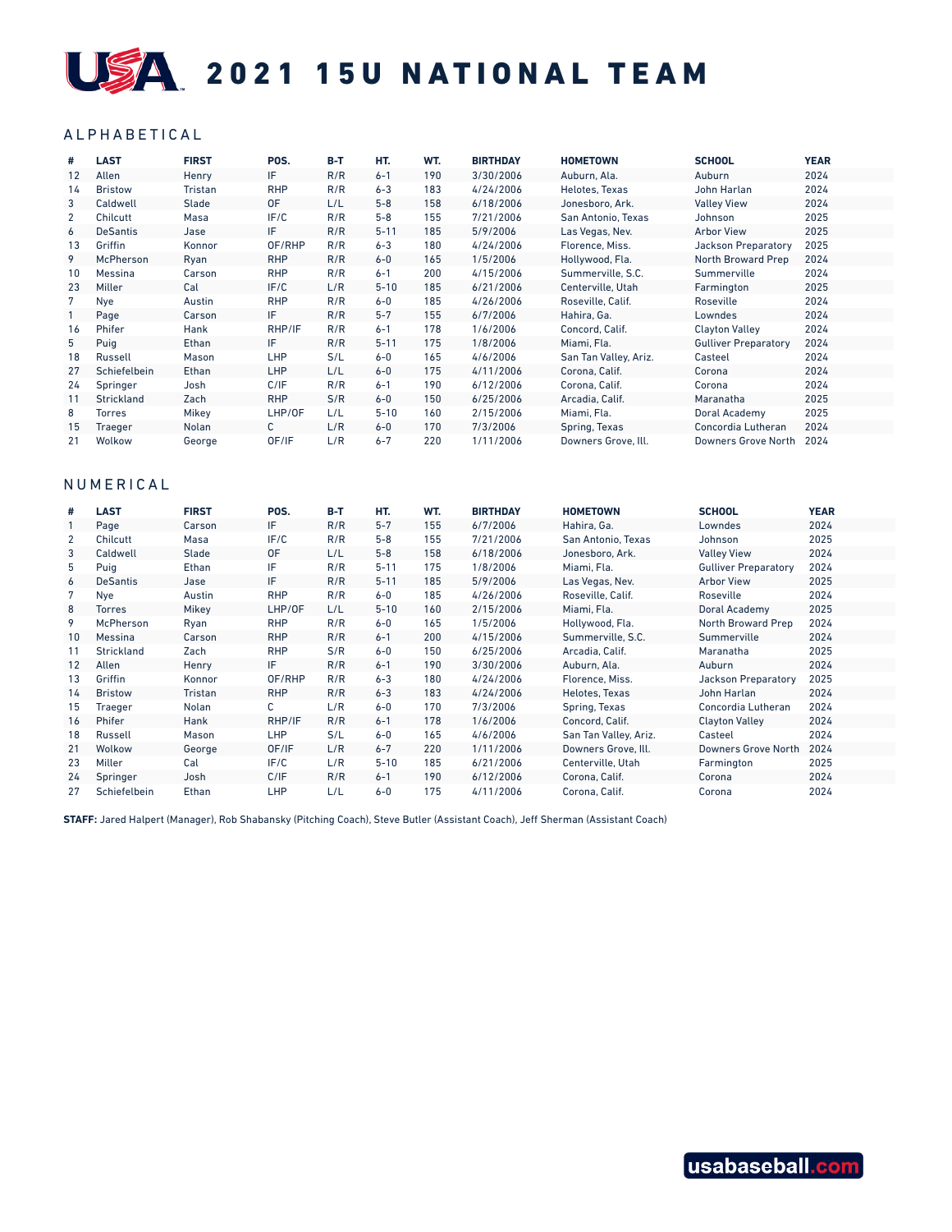# USA 2021 15U NATIONAL TEAM

## ALPHABETICAL

| # | LAST | FIRST | POS. | B-T | HT. | WT. | BIRTHDAY | HOMETOWN | SCHOOL | YEAR |
|---|---|---|---|---|---|---|---|---|---|---|
| 12 | Allen | Henry | IF | R/R | 6-1 | 190 | 3/30/2006 | Auburn, Ala. | Auburn | 2024 |
| 14 | Bristow | Tristan | RHP | R/R | 6-3 | 183 | 4/24/2006 | Helotes, Texas | John Harlan | 2024 |
| 3 | Caldwell | Slade | OF | L/L | 5-8 | 158 | 6/18/2006 | Jonesboro, Ark. | Valley View | 2024 |
| 2 | Chilcutt | Masa | IF/C | R/R | 5-8 | 155 | 7/21/2006 | San Antonio, Texas | Johnson | 2025 |
| 6 | DeSantis | Jase | IF | R/R | 5-11 | 185 | 5/9/2006 | Las Vegas, Nev. | Arbor View | 2025 |
| 13 | Griffin | Konnor | OF/RHP | R/R | 6-3 | 180 | 4/24/2006 | Florence, Miss. | Jackson Preparatory | 2025 |
| 9 | McPherson | Ryan | RHP | R/R | 6-0 | 165 | 1/5/2006 | Hollywood, Fla. | North Broward Prep | 2024 |
| 10 | Messina | Carson | RHP | R/R | 6-1 | 200 | 4/15/2006 | Summerville, S.C. | Summerville | 2024 |
| 23 | Miller | Cal | IF/C | L/R | 5-10 | 185 | 6/21/2006 | Centerville, Utah | Farmington | 2025 |
| 7 | Nye | Austin | RHP | R/R | 6-0 | 185 | 4/26/2006 | Roseville, Calif. | Roseville | 2024 |
| 1 | Page | Carson | IF | R/R | 5-7 | 155 | 6/7/2006 | Hahira, Ga. | Lowndes | 2024 |
| 16 | Phifer | Hank | RHP/IF | R/R | 6-1 | 178 | 1/6/2006 | Concord, Calif. | Clayton Valley | 2024 |
| 5 | Puig | Ethan | IF | R/R | 5-11 | 175 | 1/8/2006 | Miami, Fla. | Gulliver Preparatory | 2024 |
| 18 | Russell | Mason | LHP | S/L | 6-0 | 165 | 4/6/2006 | San Tan Valley, Ariz. | Casteel | 2024 |
| 27 | Schiefelbein | Ethan | LHP | L/L | 6-0 | 175 | 4/11/2006 | Corona, Calif. | Corona | 2024 |
| 24 | Springer | Josh | C/IF | R/R | 6-1 | 190 | 6/12/2006 | Corona, Calif. | Corona | 2024 |
| 11 | Strickland | Zach | RHP | S/R | 6-0 | 150 | 6/25/2006 | Arcadia, Calif. | Maranatha | 2025 |
| 8 | Torres | Mikey | LHP/OF | L/L | 5-10 | 160 | 2/15/2006 | Miami, Fla. | Doral Academy | 2025 |
| 15 | Traeger | Nolan | C | L/R | 6-0 | 170 | 7/3/2006 | Spring, Texas | Concordia Lutheran | 2024 |
| 21 | Wolkow | George | OF/IF | L/R | 6-7 | 220 | 1/11/2006 | Downers Grove, Ill. | Downers Grove North | 2024 |

## NUMERICAL

| # | LAST | FIRST | POS. | B-T | HT. | WT. | BIRTHDAY | HOMETOWN | SCHOOL | YEAR |
|---|---|---|---|---|---|---|---|---|---|---|
| 1 | Page | Carson | IF | R/R | 5-7 | 155 | 6/7/2006 | Hahira, Ga. | Lowndes | 2024 |
| 2 | Chilcutt | Masa | IF/C | R/R | 5-8 | 155 | 7/21/2006 | San Antonio, Texas | Johnson | 2025 |
| 3 | Caldwell | Slade | OF | L/L | 5-8 | 158 | 6/18/2006 | Jonesboro, Ark. | Valley View | 2024 |
| 5 | Puig | Ethan | IF | R/R | 5-11 | 175 | 1/8/2006 | Miami, Fla. | Gulliver Preparatory | 2024 |
| 6 | DeSantis | Jase | IF | R/R | 5-11 | 185 | 5/9/2006 | Las Vegas, Nev. | Arbor View | 2025 |
| 7 | Nye | Austin | RHP | R/R | 6-0 | 185 | 4/26/2006 | Roseville, Calif. | Roseville | 2024 |
| 8 | Torres | Mikey | LHP/OF | L/L | 5-10 | 160 | 2/15/2006 | Miami, Fla. | Doral Academy | 2025 |
| 9 | McPherson | Ryan | RHP | R/R | 6-0 | 165 | 1/5/2006 | Hollywood, Fla. | North Broward Prep | 2024 |
| 10 | Messina | Carson | RHP | R/R | 6-1 | 200 | 4/15/2006 | Summerville, S.C. | Summerville | 2024 |
| 11 | Strickland | Zach | RHP | S/R | 6-0 | 150 | 6/25/2006 | Arcadia, Calif. | Maranatha | 2025 |
| 12 | Allen | Henry | IF | R/R | 6-1 | 190 | 3/30/2006 | Auburn, Ala. | Auburn | 2024 |
| 13 | Griffin | Konnor | OF/RHP | R/R | 6-3 | 180 | 4/24/2006 | Florence, Miss. | Jackson Preparatory | 2025 |
| 14 | Bristow | Tristan | RHP | R/R | 6-3 | 183 | 4/24/2006 | Helotes, Texas | John Harlan | 2024 |
| 15 | Traeger | Nolan | C | L/R | 6-0 | 170 | 7/3/2006 | Spring, Texas | Concordia Lutheran | 2024 |
| 16 | Phifer | Hank | RHP/IF | R/R | 6-1 | 178 | 1/6/2006 | Concord, Calif. | Clayton Valley | 2024 |
| 18 | Russell | Mason | LHP | S/L | 6-0 | 165 | 4/6/2006 | San Tan Valley, Ariz. | Casteel | 2024 |
| 21 | Wolkow | George | OF/IF | L/R | 6-7 | 220 | 1/11/2006 | Downers Grove, Ill. | Downers Grove North | 2024 |
| 23 | Miller | Cal | IF/C | L/R | 5-10 | 185 | 6/21/2006 | Centerville, Utah | Farmington | 2025 |
| 24 | Springer | Josh | C/IF | R/R | 6-1 | 190 | 6/12/2006 | Corona, Calif. | Corona | 2024 |
| 27 | Schiefelbein | Ethan | LHP | L/L | 6-0 | 175 | 4/11/2006 | Corona, Calif. | Corona | 2024 |

**STAFF:** Jared Halpert (Manager), Rob Shabansky (Pitching Coach), Steve Butler (Assistant Coach), Jeff Sherman (Assistant Coach)

usabaseball.com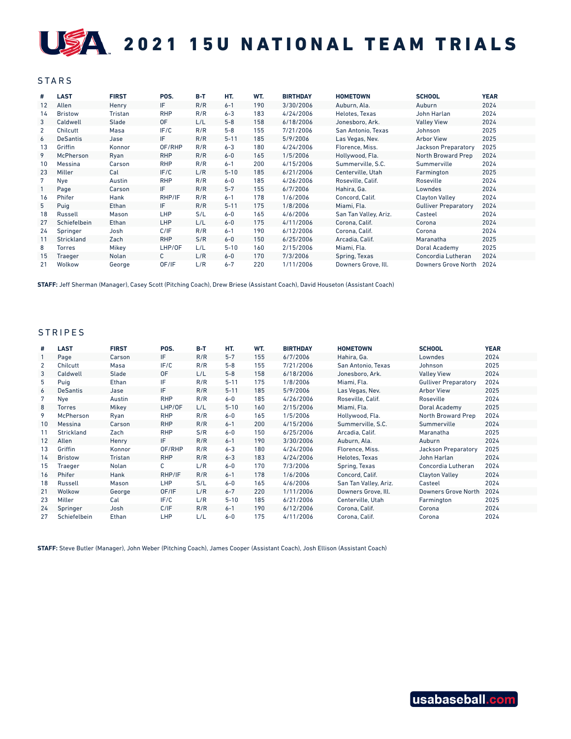# 2021 15U NATIONAL TEAM TRIALS

## STARS

| # | LAST | FIRST | POS. | B-T | HT. | WT. | BIRTHDAY | HOMETOWN | SCHOOL | YEAR |
|---|---|---|---|---|---|---|---|---|---|---|
| 12 | Allen | Henry | IF | R/R | 6-1 | 190 | 3/30/2006 | Auburn, Ala. | Auburn | 2024 |
| 14 | Bristow | Tristan | RHP | R/R | 6-3 | 183 | 4/24/2006 | Helotes, Texas | John Harlan | 2024 |
| 3 | Caldwell | Slade | OF | L/L | 5-8 | 158 | 6/18/2006 | Jonesboro, Ark. | Valley View | 2024 |
| 2 | Chilcutt | Masa | IF/C | R/R | 5-8 | 155 | 7/21/2006 | San Antonio, Texas | Johnson | 2025 |
| 6 | DeSantis | Jase | IF | R/R | 5-11 | 185 | 5/9/2006 | Las Vegas, Nev. | Arbor View | 2025 |
| 13 | Griffin | Konnor | OF/RHP | R/R | 6-3 | 180 | 4/24/2006 | Florence, Miss. | Jackson Preparatory | 2025 |
| 9 | McPherson | Ryan | RHP | R/R | 6-0 | 165 | 1/5/2006 | Hollywood, Fla. | North Broward Prep | 2024 |
| 10 | Messina | Carson | RHP | R/R | 6-1 | 200 | 4/15/2006 | Summerville, S.C. | Summerville | 2024 |
| 23 | Miller | Cal | IF/C | L/R | 5-10 | 185 | 6/21/2006 | Centerville, Utah | Farmington | 2025 |
| 7 | Nye | Austin | RHP | R/R | 6-0 | 185 | 4/26/2006 | Roseville, Calif. | Roseville | 2024 |
| 1 | Page | Carson | IF | R/R | 5-7 | 155 | 6/7/2006 | Hahira, Ga. | Lowndes | 2024 |
| 16 | Phifer | Hank | RHP/IF | R/R | 6-1 | 178 | 1/6/2006 | Concord, Calif. | Clayton Valley | 2024 |
| 5 | Puig | Ethan | IF | R/R | 5-11 | 175 | 1/8/2006 | Miami, Fla. | Gulliver Preparatory | 2024 |
| 18 | Russell | Mason | LHP | S/L | 6-0 | 165 | 4/6/2006 | San Tan Valley, Ariz. | Casteel | 2024 |
| 27 | Schiefelbein | Ethan | LHP | L/L | 6-0 | 175 | 4/11/2006 | Corona, Calif. | Corona | 2024 |
| 24 | Springer | Josh | C/IF | R/R | 6-1 | 190 | 6/12/2006 | Corona, Calif. | Corona | 2024 |
| 11 | Strickland | Zach | RHP | S/R | 6-0 | 150 | 6/25/2006 | Arcadia, Calif. | Maranatha | 2025 |
| 8 | Torres | Mikey | LHP/OF | L/L | 5-10 | 160 | 2/15/2006 | Miami, Fla. | Doral Academy | 2025 |
| 15 | Traeger | Nolan | C | L/R | 6-0 | 170 | 7/3/2006 | Spring, Texas | Concordia Lutheran | 2024 |
| 21 | Wolkow | George | OF/IF | L/R | 6-7 | 220 | 1/11/2006 | Downers Grove, Ill. | Downers Grove North | 2024 |

**STAFF:** Jeff Sherman (Manager), Casey Scott (Pitching Coach), Drew Briese (Assistant Coach), David Houseton (Assistant Coach)

## STRIPES

| # | LAST | FIRST | POS. | B-T | HT. | WT. | BIRTHDAY | HOMETOWN | SCHOOL | YEAR |
|---|---|---|---|---|---|---|---|---|---|---|
| 1 | Page | Carson | IF | R/R | 5-7 | 155 | 6/7/2006 | Hahira, Ga. | Lowndes | 2024 |
| 2 | Chilcutt | Masa | IF/C | R/R | 5-8 | 155 | 7/21/2006 | San Antonio, Texas | Johnson | 2025 |
| 3 | Caldwell | Slade | OF | L/L | 5-8 | 158 | 6/18/2006 | Jonesboro, Ark. | Valley View | 2024 |
| 5 | Puig | Ethan | IF | R/R | 5-11 | 175 | 1/8/2006 | Miami, Fla. | Gulliver Preparatory | 2024 |
| 6 | DeSantis | Jase | IF | R/R | 5-11 | 185 | 5/9/2006 | Las Vegas, Nev. | Arbor View | 2025 |
| 7 | Nye | Austin | RHP | R/R | 6-0 | 185 | 4/26/2006 | Roseville, Calif. | Roseville | 2024 |
| 8 | Torres | Mikey | LHP/OF | L/L | 5-10 | 160 | 2/15/2006 | Miami, Fla. | Doral Academy | 2025 |
| 9 | McPherson | Ryan | RHP | R/R | 6-0 | 165 | 1/5/2006 | Hollywood, Fla. | North Broward Prep | 2024 |
| 10 | Messina | Carson | RHP | R/R | 6-1 | 200 | 4/15/2006 | Summerville, S.C. | Summerville | 2024 |
| 11 | Strickland | Zach | RHP | S/R | 6-0 | 150 | 6/25/2006 | Arcadia, Calif. | Maranatha | 2025 |
| 12 | Allen | Henry | IF | R/R | 6-1 | 190 | 3/30/2006 | Auburn, Ala. | Auburn | 2024 |
| 13 | Griffin | Konnor | OF/RHP | R/R | 6-3 | 180 | 4/24/2006 | Florence, Miss. | Jackson Preparatory | 2025 |
| 14 | Bristow | Tristan | RHP | R/R | 6-3 | 183 | 4/24/2006 | Helotes, Texas | John Harlan | 2024 |
| 15 | Traeger | Nolan | C | L/R | 6-0 | 170 | 7/3/2006 | Spring, Texas | Concordia Lutheran | 2024 |
| 16 | Phifer | Hank | RHP/IF | R/R | 6-1 | 178 | 1/6/2006 | Concord, Calif. | Clayton Valley | 2024 |
| 18 | Russell | Mason | LHP | S/L | 6-0 | 165 | 4/6/2006 | San Tan Valley, Ariz. | Casteel | 2024 |
| 21 | Wolkow | George | OF/IF | L/R | 6-7 | 220 | 1/11/2006 | Downers Grove, Ill. | Downers Grove North | 2024 |
| 23 | Miller | Cal | IF/C | L/R | 5-10 | 185 | 6/21/2006 | Centerville, Utah | Farmington | 2025 |
| 24 | Springer | Josh | C/IF | R/R | 6-1 | 190 | 6/12/2006 | Corona, Calif. | Corona | 2024 |
| 27 | Schiefelbein | Ethan | LHP | L/L | 6-0 | 175 | 4/11/2006 | Corona, Calif. | Corona | 2024 |

**STAFF:** Steve Butler (Manager), John Weber (Pitching Coach), James Cooper (Assistant Coach), Josh Ellison (Assistant Coach)

usabaseball.com